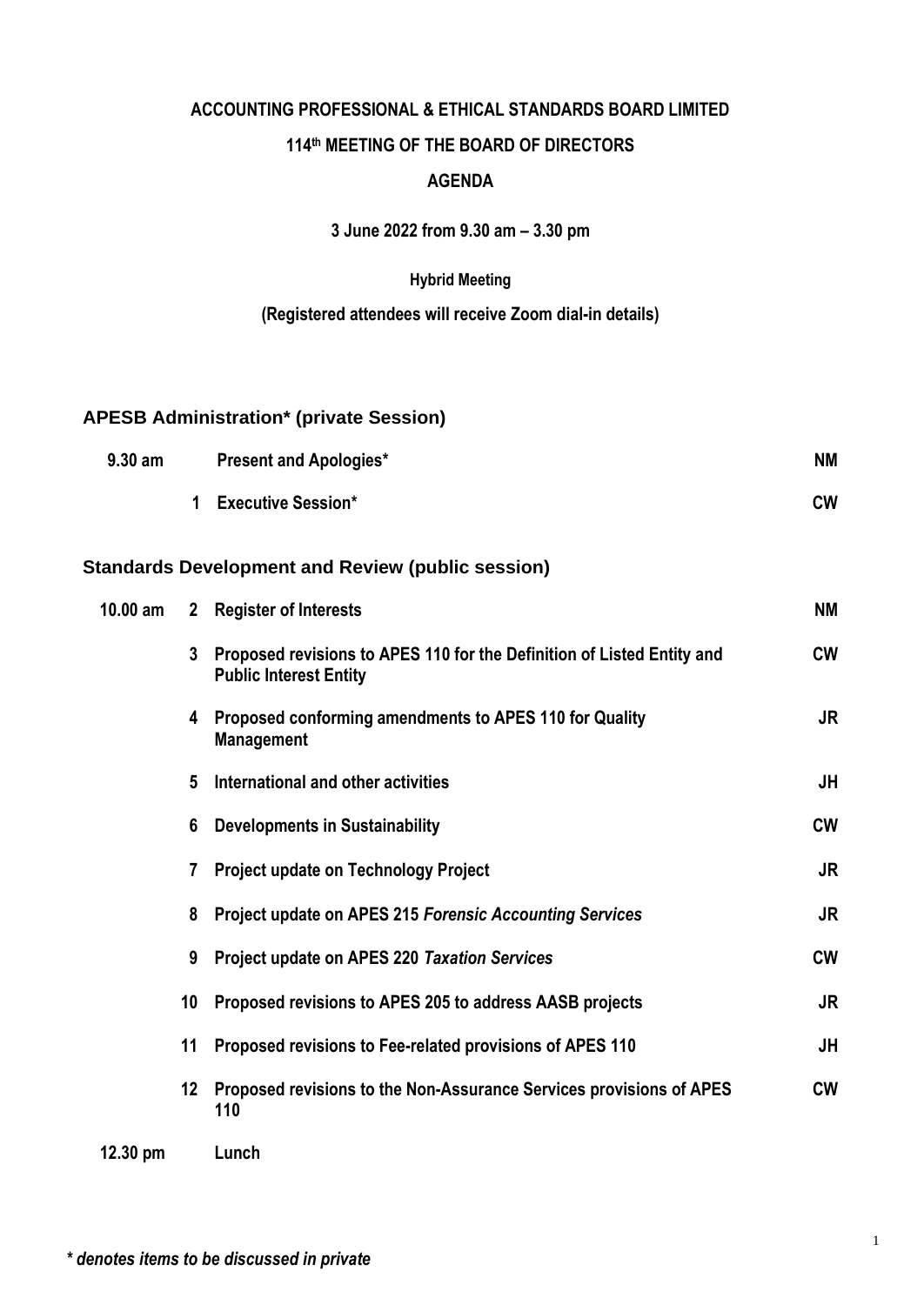**ACCOUNTING PROFESSIONAL & ETHICAL STANDARDS BOARD LIMITED**

**114th MEETING OF THE BOARD OF DIRECTORS**

**AGENDA**

**3 June 2022 from 9.30 am – 3.30 pm**

**Hybrid Meeting**

**(Registered attendees will receive Zoom dial-in details)**

## APESB Administration* (private Session)

| | | | |
|---|---|---|---|
| **9.30 am** | | **Present and Apologies*** | **NM** |
| | **1** | **Executive Session*** | **CW** |

## Standards Development and Review (public session)

| | | | |
|---|---|---|---|
| **10.00 am** | **2** | **Register of Interests** | **NM** |
| | **3** | **Proposed revisions to APES 110 for the Definition of Listed Entity and Public Interest Entity** | **CW** |
| | **4** | **Proposed conforming amendments to APES 110 for Quality Management** | **JR** |
| | **5** | **International and other activities** | **JH** |
| | **6** | **Developments in Sustainability** | **CW** |
| | **7** | **Project update on Technology Project** | **JR** |
| | **8** | **Project update on APES 215 *Forensic Accounting Services*** | **JR** |
| | **9** | **Project update on APES 220 *Taxation Services*** | **CW** |
| | **10** | **Proposed revisions to APES 205 to address AASB projects** | **JR** |
| | **11** | **Proposed revisions to Fee-related provisions of APES 110** | **JH** |
| | **12** | **Proposed revisions to the Non-Assurance Services provisions of APES 110** | **CW** |
| **12.30 pm** | | **Lunch** | |

***\* denotes items to be discussed in private***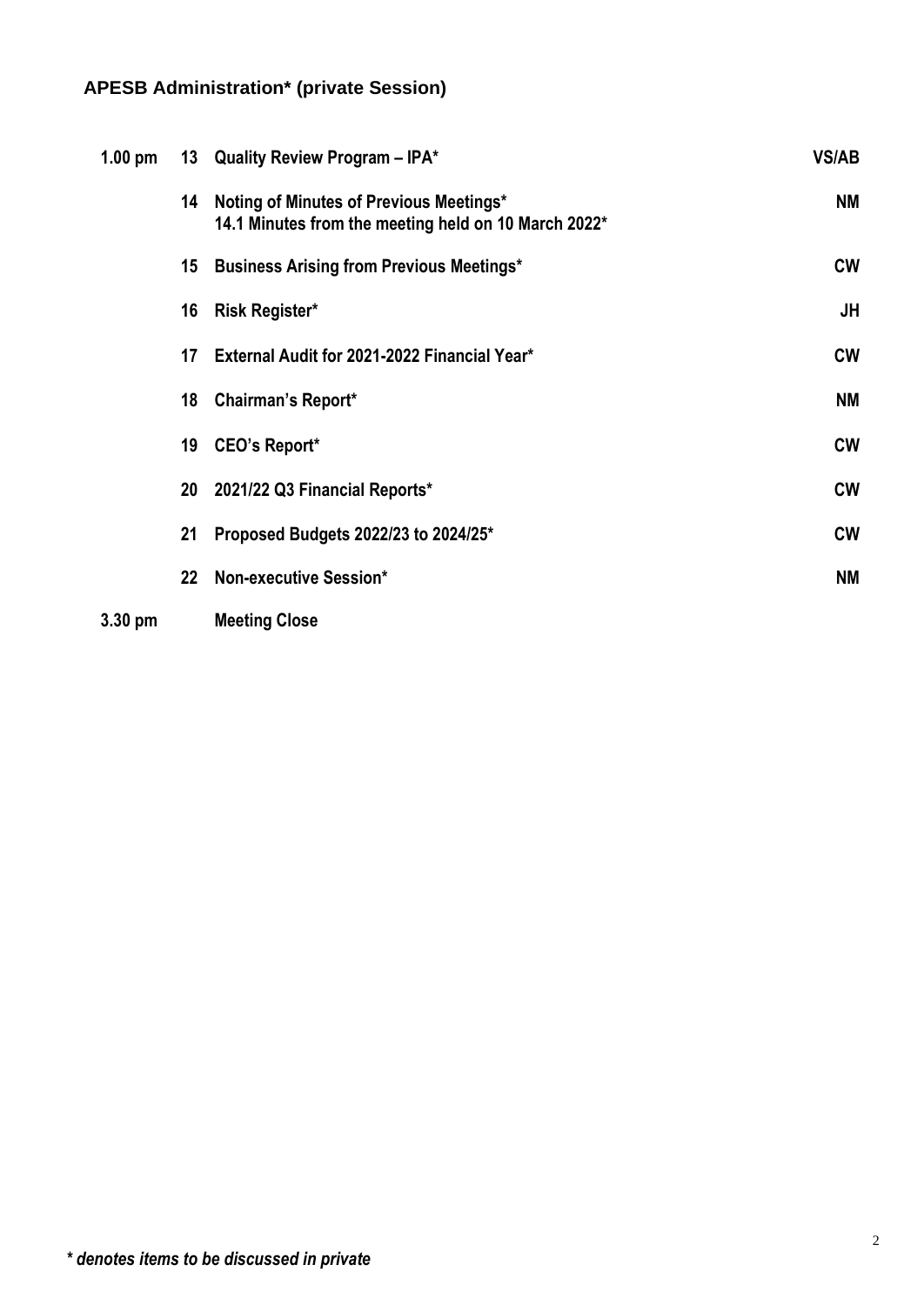## APESB Administration* (private Session)

| | | | |
|---|---|---|---|
| **1.00 pm** | **13** | **Quality Review Program – IPA*** | **VS/AB** |
| | **14** | **Noting of Minutes of Previous Meetings*** <br> **14.1 Minutes from the meeting held on 10 March 2022*** | **NM** |
| | **15** | **Business Arising from Previous Meetings*** | **CW** |
| | **16** | **Risk Register*** | **JH** |
| | **17** | **External Audit for 2021-2022 Financial Year*** | **CW** |
| | **18** | **Chairman's Report*** | **NM** |
| | **19** | **CEO's Report*** | **CW** |
| | **20** | **2021/22 Q3 Financial Reports*** | **CW** |
| | **21** | **Proposed Budgets 2022/23 to 2024/25*** | **CW** |
| | **22** | **Non-executive Session*** | **NM** |
| **3.30 pm** | | **Meeting Close** | |

***\* denotes items to be discussed in private***